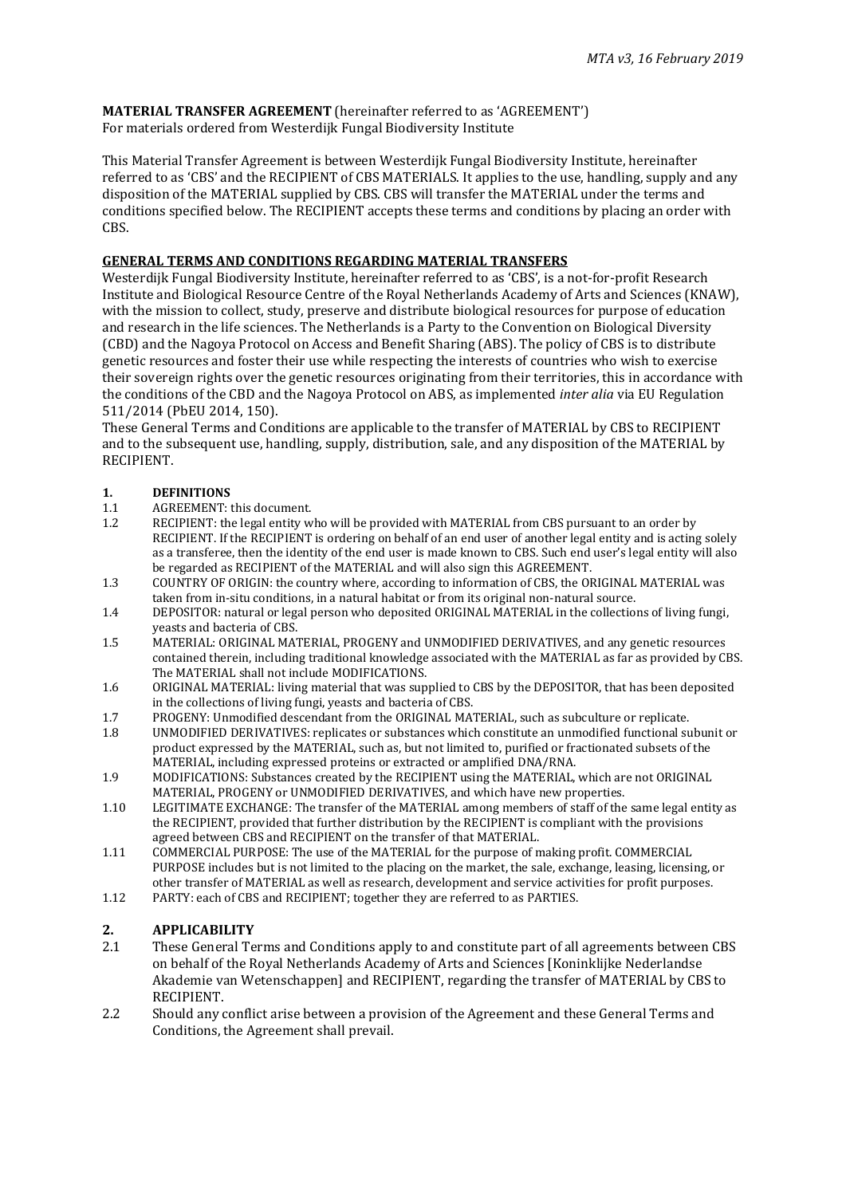*MTA v3, 16 February 2019*

**MATERIAL TRANSFER AGREEMENT** (hereinafter referred to as 'AGREEMENT')
For materials ordered from Westerdijk Fungal Biodiversity Institute

This Material Transfer Agreement is between Westerdijk Fungal Biodiversity Institute, hereinafter referred to as 'CBS' and the RECIPIENT of CBS MATERIALS. It applies to the use, handling, supply and any disposition of the MATERIAL supplied by CBS. CBS will transfer the MATERIAL under the terms and conditions specified below. The RECIPIENT accepts these terms and conditions by placing an order with CBS.

**GENERAL TERMS AND CONDITIONS REGARDING MATERIAL TRANSFERS**

Westerdijk Fungal Biodiversity Institute, hereinafter referred to as 'CBS', is a not-for-profit Research Institute and Biological Resource Centre of the Royal Netherlands Academy of Arts and Sciences (KNAW), with the mission to collect, study, preserve and distribute biological resources for purpose of education and research in the life sciences. The Netherlands is a Party to the Convention on Biological Diversity (CBD) and the Nagoya Protocol on Access and Benefit Sharing (ABS). The policy of CBS is to distribute genetic resources and foster their use while respecting the interests of countries who wish to exercise their sovereign rights over the genetic resources originating from their territories, this in accordance with the conditions of the CBD and the Nagoya Protocol on ABS, as implemented *inter alia* via EU Regulation 511/2014 (PbEU 2014, 150).

These General Terms and Conditions are applicable to the transfer of MATERIAL by CBS to RECIPIENT and to the subsequent use, handling, supply, distribution, sale, and any disposition of the MATERIAL by RECIPIENT.

**1. DEFINITIONS**

1.1 AGREEMENT: this document.

1.2 RECIPIENT: the legal entity who will be provided with MATERIAL from CBS pursuant to an order by RECIPIENT. If the RECIPIENT is ordering on behalf of an end user of another legal entity and is acting solely as a transferee, then the identity of the end user is made known to CBS. Such end user's legal entity will also be regarded as RECIPIENT of the MATERIAL and will also sign this AGREEMENT.

1.3 COUNTRY OF ORIGIN: the country where, according to information of CBS, the ORIGINAL MATERIAL was taken from in-situ conditions, in a natural habitat or from its original non-natural source.

1.4 DEPOSITOR: natural or legal person who deposited ORIGINAL MATERIAL in the collections of living fungi, yeasts and bacteria of CBS.

1.5 MATERIAL: ORIGINAL MATERIAL, PROGENY and UNMODIFIED DERIVATIVES, and any genetic resources contained therein, including traditional knowledge associated with the MATERIAL as far as provided by CBS. The MATERIAL shall not include MODIFICATIONS.

1.6 ORIGINAL MATERIAL: living material that was supplied to CBS by the DEPOSITOR, that has been deposited in the collections of living fungi, yeasts and bacteria of CBS.

1.7 PROGENY: Unmodified descendant from the ORIGINAL MATERIAL, such as subculture or replicate.

1.8 UNMODIFIED DERIVATIVES: replicates or substances which constitute an unmodified functional subunit or product expressed by the MATERIAL, such as, but not limited to, purified or fractionated subsets of the MATERIAL, including expressed proteins or extracted or amplified DNA/RNA.

1.9 MODIFICATIONS: Substances created by the RECIPIENT using the MATERIAL, which are not ORIGINAL MATERIAL, PROGENY or UNMODIFIED DERIVATIVES, and which have new properties.

1.10 LEGITIMATE EXCHANGE: The transfer of the MATERIAL among members of staff of the same legal entity as the RECIPIENT, provided that further distribution by the RECIPIENT is compliant with the provisions agreed between CBS and RECIPIENT on the transfer of that MATERIAL.

1.11 COMMERCIAL PURPOSE: The use of the MATERIAL for the purpose of making profit. COMMERCIAL PURPOSE includes but is not limited to the placing on the market, the sale, exchange, leasing, licensing, or other transfer of MATERIAL as well as research, development and service activities for profit purposes.

1.12 PARTY: each of CBS and RECIPIENT; together they are referred to as PARTIES.

**2. APPLICABILITY**

2.1 These General Terms and Conditions apply to and constitute part of all agreements between CBS on behalf of the Royal Netherlands Academy of Arts and Sciences [Koninklijke Nederlandse Akademie van Wetenschappen] and RECIPIENT, regarding the transfer of MATERIAL by CBS to RECIPIENT.

2.2 Should any conflict arise between a provision of the Agreement and these General Terms and Conditions, the Agreement shall prevail.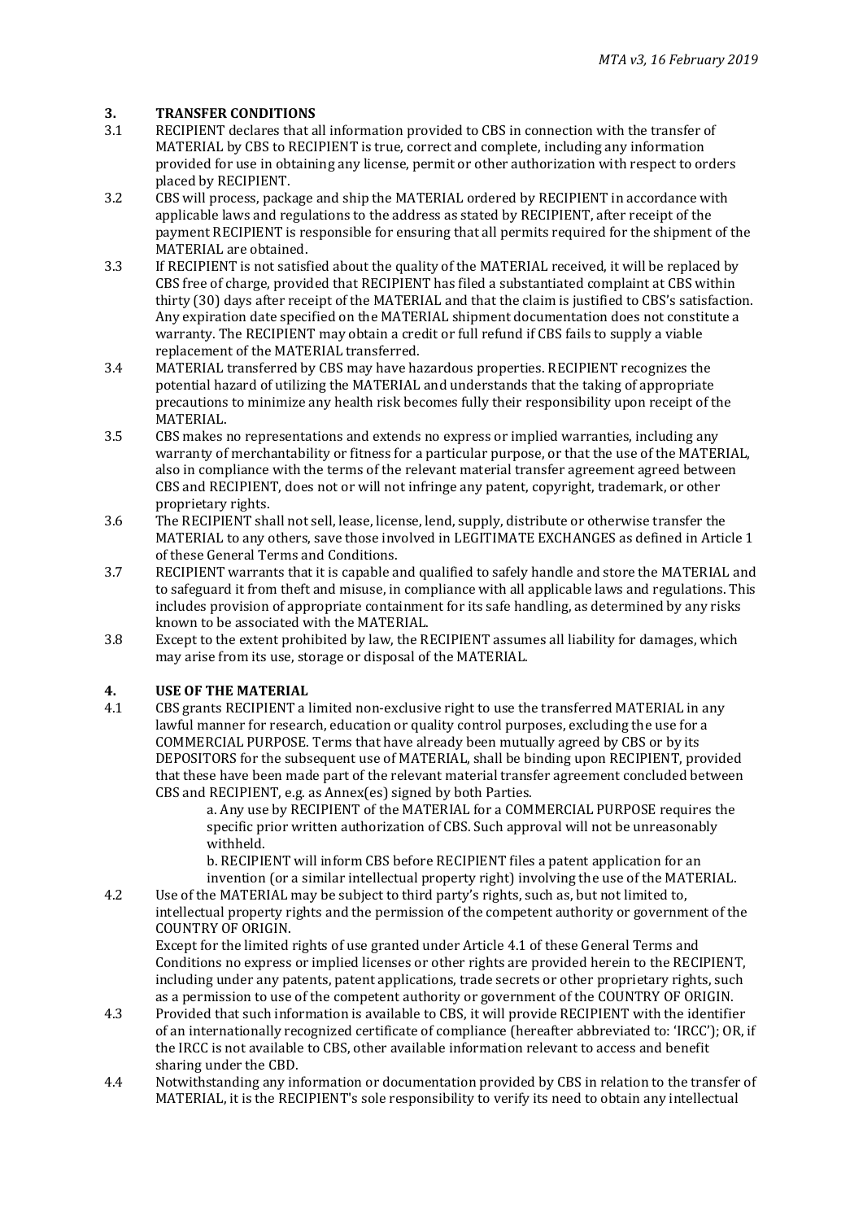## 3. TRANSFER CONDITIONS

3.1 RECIPIENT declares that all information provided to CBS in connection with the transfer of MATERIAL by CBS to RECIPIENT is true, correct and complete, including any information provided for use in obtaining any license, permit or other authorization with respect to orders placed by RECIPIENT.

3.2 CBS will process, package and ship the MATERIAL ordered by RECIPIENT in accordance with applicable laws and regulations to the address as stated by RECIPIENT, after receipt of the payment RECIPIENT is responsible for ensuring that all permits required for the shipment of the MATERIAL are obtained.

3.3 If RECIPIENT is not satisfied about the quality of the MATERIAL received, it will be replaced by CBS free of charge, provided that RECIPIENT has filed a substantiated complaint at CBS within thirty (30) days after receipt of the MATERIAL and that the claim is justified to CBS's satisfaction. Any expiration date specified on the MATERIAL shipment documentation does not constitute a warranty. The RECIPIENT may obtain a credit or full refund if CBS fails to supply a viable replacement of the MATERIAL transferred.

3.4 MATERIAL transferred by CBS may have hazardous properties. RECIPIENT recognizes the potential hazard of utilizing the MATERIAL and understands that the taking of appropriate precautions to minimize any health risk becomes fully their responsibility upon receipt of the MATERIAL.

3.5 CBS makes no representations and extends no express or implied warranties, including any warranty of merchantability or fitness for a particular purpose, or that the use of the MATERIAL, also in compliance with the terms of the relevant material transfer agreement agreed between CBS and RECIPIENT, does not or will not infringe any patent, copyright, trademark, or other proprietary rights.

3.6 The RECIPIENT shall not sell, lease, license, lend, supply, distribute or otherwise transfer the MATERIAL to any others, save those involved in LEGITIMATE EXCHANGES as defined in Article 1 of these General Terms and Conditions.

3.7 RECIPIENT warrants that it is capable and qualified to safely handle and store the MATERIAL and to safeguard it from theft and misuse, in compliance with all applicable laws and regulations. This includes provision of appropriate containment for its safe handling, as determined by any risks known to be associated with the MATERIAL.

3.8 Except to the extent prohibited by law, the RECIPIENT assumes all liability for damages, which may arise from its use, storage or disposal of the MATERIAL.

## 4. USE OF THE MATERIAL

4.1 CBS grants RECIPIENT a limited non-exclusive right to use the transferred MATERIAL in any lawful manner for research, education or quality control purposes, excluding the use for a COMMERCIAL PURPOSE. Terms that have already been mutually agreed by CBS or by its DEPOSITORS for the subsequent use of MATERIAL, shall be binding upon RECIPIENT, provided that these have been made part of the relevant material transfer agreement concluded between CBS and RECIPIENT, e.g. as Annex(es) signed by both Parties.

a. Any use by RECIPIENT of the MATERIAL for a COMMERCIAL PURPOSE requires the specific prior written authorization of CBS. Such approval will not be unreasonably withheld.

b. RECIPIENT will inform CBS before RECIPIENT files a patent application for an invention (or a similar intellectual property right) involving the use of the MATERIAL.

4.2 Use of the MATERIAL may be subject to third party's rights, such as, but not limited to, intellectual property rights and the permission of the competent authority or government of the COUNTRY OF ORIGIN.

Except for the limited rights of use granted under Article 4.1 of these General Terms and Conditions no express or implied licenses or other rights are provided herein to the RECIPIENT, including under any patents, patent applications, trade secrets or other proprietary rights, such as a permission to use of the competent authority or government of the COUNTRY OF ORIGIN.

4.3 Provided that such information is available to CBS, it will provide RECIPIENT with the identifier of an internationally recognized certificate of compliance (hereafter abbreviated to: 'IRCC'); OR, if the IRCC is not available to CBS, other available information relevant to access and benefit sharing under the CBD.

4.4 Notwithstanding any information or documentation provided by CBS in relation to the transfer of MATERIAL, it is the RECIPIENT's sole responsibility to verify its need to obtain any intellectual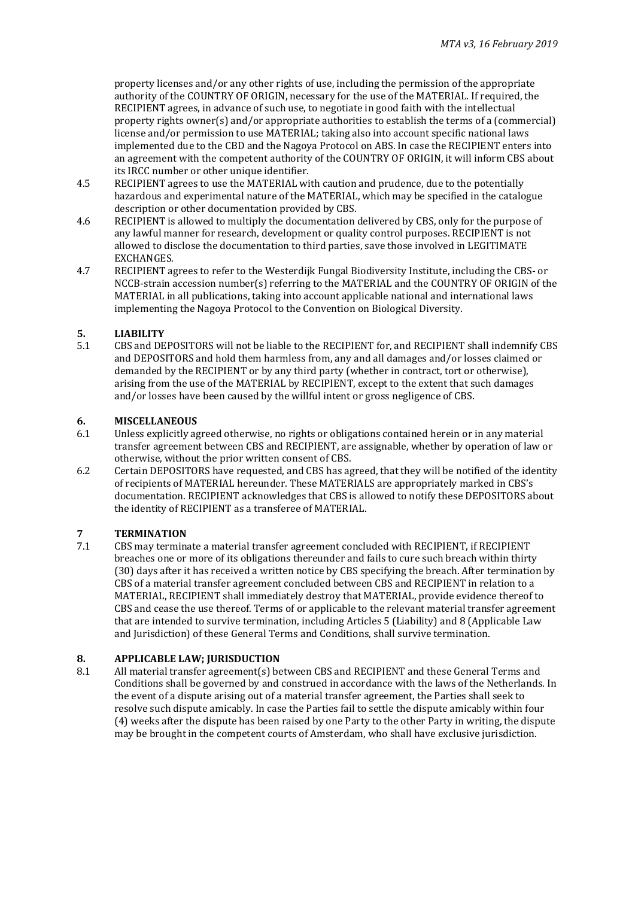property licenses and/or any other rights of use, including the permission of the appropriate authority of the COUNTRY OF ORIGIN, necessary for the use of the MATERIAL. If required, the RECIPIENT agrees, in advance of such use, to negotiate in good faith with the intellectual property rights owner(s) and/or appropriate authorities to establish the terms of a (commercial) license and/or permission to use MATERIAL; taking also into account specific national laws implemented due to the CBD and the Nagoya Protocol on ABS. In case the RECIPIENT enters into an agreement with the competent authority of the COUNTRY OF ORIGIN, it will inform CBS about its IRCC number or other unique identifier.

4.5 RECIPIENT agrees to use the MATERIAL with caution and prudence, due to the potentially hazardous and experimental nature of the MATERIAL, which may be specified in the catalogue description or other documentation provided by CBS.

4.6 RECIPIENT is allowed to multiply the documentation delivered by CBS, only for the purpose of any lawful manner for research, development or quality control purposes. RECIPIENT is not allowed to disclose the documentation to third parties, save those involved in LEGITIMATE EXCHANGES.

4.7 RECIPIENT agrees to refer to the Westerdijk Fungal Biodiversity Institute, including the CBS- or NCCB-strain accession number(s) referring to the MATERIAL and the COUNTRY OF ORIGIN of the MATERIAL in all publications, taking into account applicable national and international laws implementing the Nagoya Protocol to the Convention on Biological Diversity.

## 5. LIABILITY

5.1 CBS and DEPOSITORS will not be liable to the RECIPIENT for, and RECIPIENT shall indemnify CBS and DEPOSITORS and hold them harmless from, any and all damages and/or losses claimed or demanded by the RECIPIENT or by any third party (whether in contract, tort or otherwise), arising from the use of the MATERIAL by RECIPIENT, except to the extent that such damages and/or losses have been caused by the willful intent or gross negligence of CBS.

## 6. MISCELLANEOUS

6.1 Unless explicitly agreed otherwise, no rights or obligations contained herein or in any material transfer agreement between CBS and RECIPIENT, are assignable, whether by operation of law or otherwise, without the prior written consent of CBS.

6.2 Certain DEPOSITORS have requested, and CBS has agreed, that they will be notified of the identity of recipients of MATERIAL hereunder. These MATERIALS are appropriately marked in CBS's documentation. RECIPIENT acknowledges that CBS is allowed to notify these DEPOSITORS about the identity of RECIPIENT as a transferee of MATERIAL.

## 7 TERMINATION

7.1 CBS may terminate a material transfer agreement concluded with RECIPIENT, if RECIPIENT breaches one or more of its obligations thereunder and fails to cure such breach within thirty (30) days after it has received a written notice by CBS specifying the breach. After termination by CBS of a material transfer agreement concluded between CBS and RECIPIENT in relation to a MATERIAL, RECIPIENT shall immediately destroy that MATERIAL, provide evidence thereof to CBS and cease the use thereof. Terms of or applicable to the relevant material transfer agreement that are intended to survive termination, including Articles 5 (Liability) and 8 (Applicable Law and Jurisdiction) of these General Terms and Conditions, shall survive termination.

## 8. APPLICABLE LAW; JURISDICTION

8.1 All material transfer agreement(s) between CBS and RECIPIENT and these General Terms and Conditions shall be governed by and construed in accordance with the laws of the Netherlands. In the event of a dispute arising out of a material transfer agreement, the Parties shall seek to resolve such dispute amicably. In case the Parties fail to settle the dispute amicably within four (4) weeks after the dispute has been raised by one Party to the other Party in writing, the dispute may be brought in the competent courts of Amsterdam, who shall have exclusive jurisdiction.